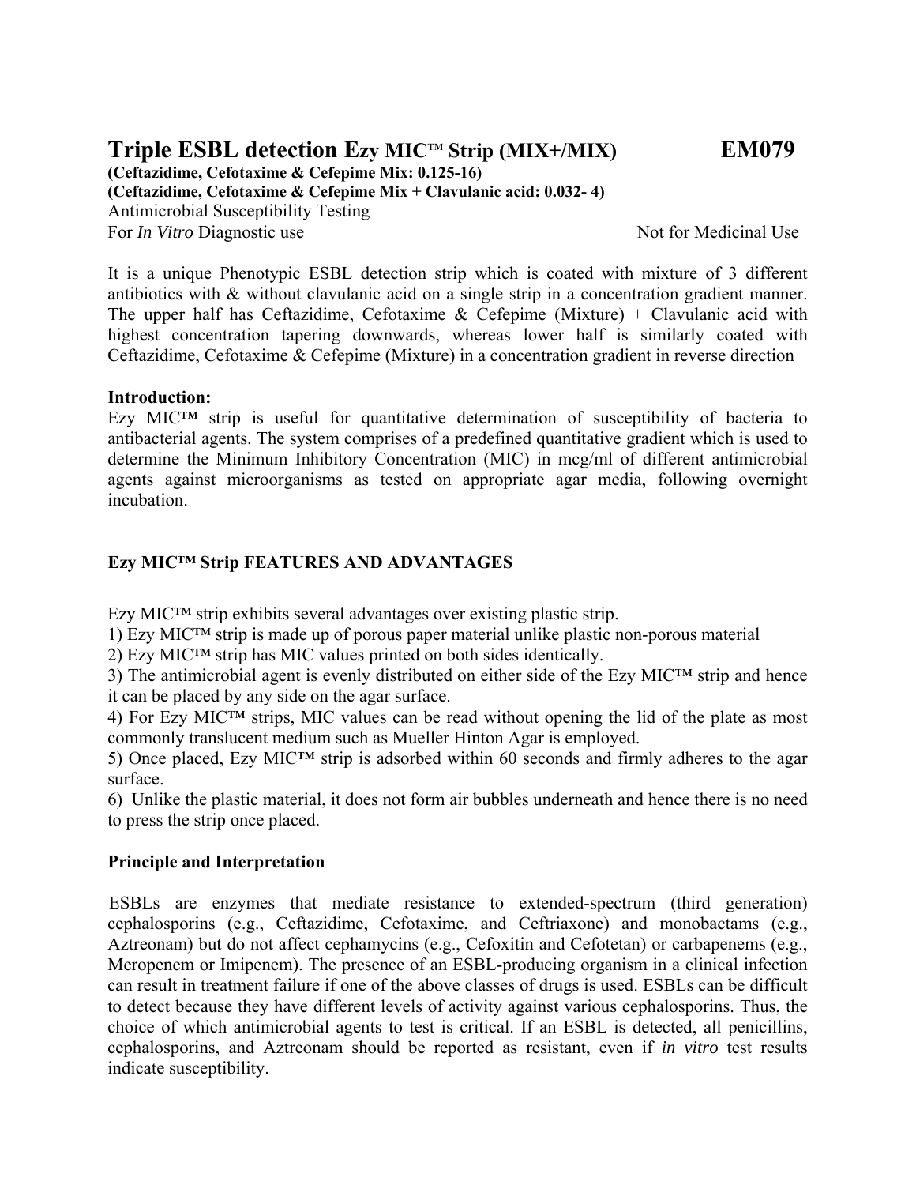# Triple ESBL detection Ezy MIC™ Strip (MIX+/MIX) EM079

**(Ceftazidime, Cefotaxime & Cefepime Mix: 0.125-16)**
**(Ceftazidime, Cefotaxime & Cefepime Mix + Clavulanic acid: 0.032- 4)**
Antimicrobial Susceptibility Testing
For *In Vitro* Diagnostic use Not for Medicinal Use

It is a unique Phenotypic ESBL detection strip which is coated with mixture of 3 different antibiotics with & without clavulanic acid on a single strip in a concentration gradient manner. The upper half has Ceftazidime, Cefotaxime & Cefepime (Mixture) + Clavulanic acid with highest concentration tapering downwards, whereas lower half is similarly coated with Ceftazidime, Cefotaxime & Cefepime (Mixture) in a concentration gradient in reverse direction

**Introduction:**
Ezy MIC™ strip is useful for quantitative determination of susceptibility of bacteria to antibacterial agents. The system comprises of a predefined quantitative gradient which is used to determine the Minimum Inhibitory Concentration (MIC) in mcg/ml of different antimicrobial agents against microorganisms as tested on appropriate agar media, following overnight incubation.

**Ezy MIC™ Strip FEATURES AND ADVANTAGES**

Ezy MIC™ strip exhibits several advantages over existing plastic strip.
1) Ezy MIC™ strip is made up of porous paper material unlike plastic non-porous material
2) Ezy MIC™ strip has MIC values printed on both sides identically.
3) The antimicrobial agent is evenly distributed on either side of the Ezy MIC™ strip and hence it can be placed by any side on the agar surface.
4) For Ezy MIC™ strips, MIC values can be read without opening the lid of the plate as most commonly translucent medium such as Mueller Hinton Agar is employed.
5) Once placed, Ezy MIC™ strip is adsorbed within 60 seconds and firmly adheres to the agar surface.
6) Unlike the plastic material, it does not form air bubbles underneath and hence there is no need to press the strip once placed.

**Principle and Interpretation**

ESBLs are enzymes that mediate resistance to extended-spectrum (third generation) cephalosporins (e.g., Ceftazidime, Cefotaxime, and Ceftriaxone) and monobactams (e.g., Aztreonam) but do not affect cephamycins (e.g., Cefoxitin and Cefotetan) or carbapenems (e.g., Meropenem or Imipenem). The presence of an ESBL-producing organism in a clinical infection can result in treatment failure if one of the above classes of drugs is used. ESBLs can be difficult to detect because they have different levels of activity against various cephalosporins. Thus, the choice of which antimicrobial agents to test is critical. If an ESBL is detected, all penicillins, cephalosporins, and Aztreonam should be reported as resistant, even if *in vitro* test results indicate susceptibility.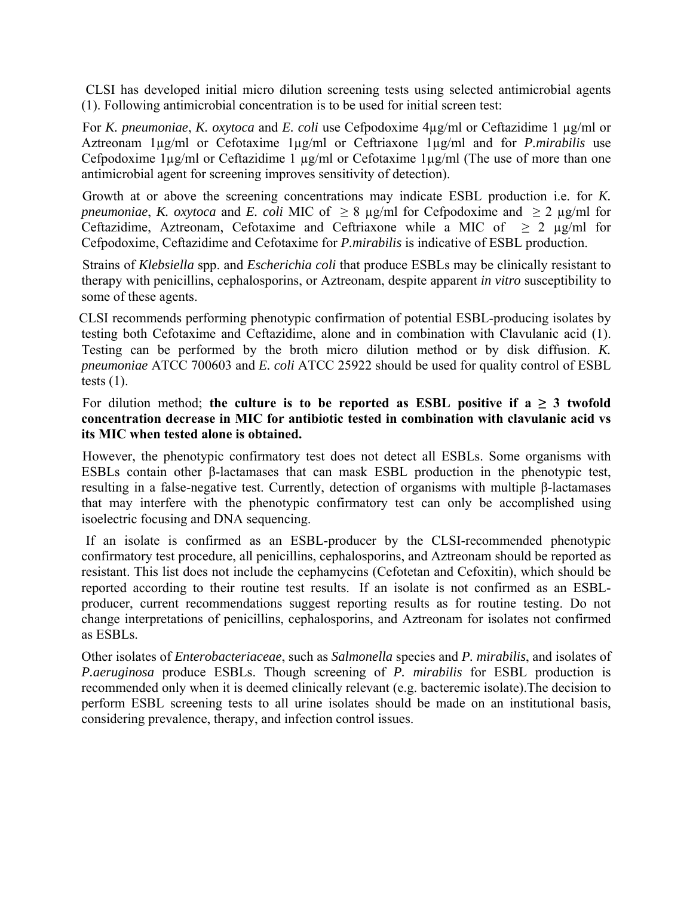CLSI has developed initial micro dilution screening tests using selected antimicrobial agents (1). Following antimicrobial concentration is to be used for initial screen test:

For *K. pneumoniae*, *K. oxytoca* and *E. coli* use Cefpodoxime 4µg/ml or Ceftazidime 1 µg/ml or Aztreonam 1µg/ml or Cefotaxime 1µg/ml or Ceftriaxone 1µg/ml and for *P.mirabilis* use Cefpodoxime 1µg/ml or Ceftazidime 1 µg/ml or Cefotaxime 1µg/ml (The use of more than one antimicrobial agent for screening improves sensitivity of detection).

Growth at or above the screening concentrations may indicate ESBL production i.e. for *K. pneumoniae*, *K. oxytoca* and *E. coli* MIC of $\geq 8$ µg/ml for Cefpodoxime and $\geq 2$ µg/ml for Ceftazidime, Aztreonam, Cefotaxime and Ceftriaxone while a MIC of $\geq 2$ µg/ml for Cefpodoxime, Ceftazidime and Cefotaxime for *P.mirabilis* is indicative of ESBL production.

Strains of *Klebsiella* spp. and *Escherichia coli* that produce ESBLs may be clinically resistant to therapy with penicillins, cephalosporins, or Aztreonam, despite apparent *in vitro* susceptibility to some of these agents.

CLSI recommends performing phenotypic confirmation of potential ESBL-producing isolates by testing both Cefotaxime and Ceftazidime, alone and in combination with Clavulanic acid (1). Testing can be performed by the broth micro dilution method or by disk diffusion. *K. pneumoniae* ATCC 700603 and *E. coli* ATCC 25922 should be used for quality control of ESBL tests (1).

For dilution method; **the culture is to be reported as ESBL positive if a ≥ 3 twofold concentration decrease in MIC for antibiotic tested in combination with clavulanic acid vs its MIC when tested alone is obtained.**

However, the phenotypic confirmatory test does not detect all ESBLs. Some organisms with ESBLs contain other β-lactamases that can mask ESBL production in the phenotypic test, resulting in a false-negative test. Currently, detection of organisms with multiple β-lactamases that may interfere with the phenotypic confirmatory test can only be accomplished using isoelectric focusing and DNA sequencing.

If an isolate is confirmed as an ESBL-producer by the CLSI-recommended phenotypic confirmatory test procedure, all penicillins, cephalosporins, and Aztreonam should be reported as resistant. This list does not include the cephamycins (Cefotetan and Cefoxitin), which should be reported according to their routine test results. If an isolate is not confirmed as an ESBL-producer, current recommendations suggest reporting results as for routine testing. Do not change interpretations of penicillins, cephalosporins, and Aztreonam for isolates not confirmed as ESBLs.

Other isolates of *Enterobacteriaceae*, such as *Salmonella* species and *P. mirabilis*, and isolates of *P.aeruginosa* produce ESBLs. Though screening of *P. mirabilis* for ESBL production is recommended only when it is deemed clinically relevant (e.g. bacteremic isolate).The decision to perform ESBL screening tests to all urine isolates should be made on an institutional basis, considering prevalence, therapy, and infection control issues.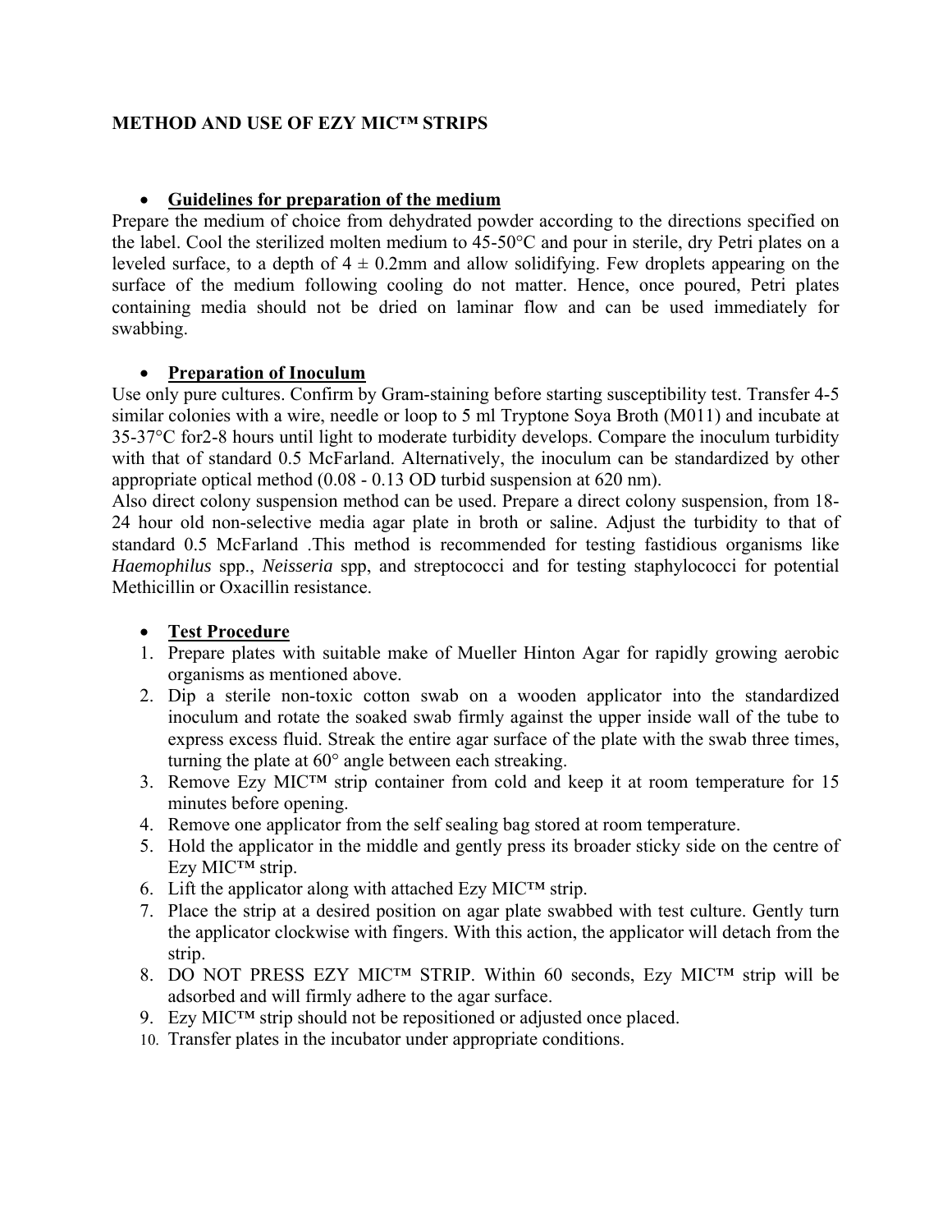**METHOD AND USE OF EZY MIC™ STRIPS**

- **Guidelines for preparation of the medium**

Prepare the medium of choice from dehydrated powder according to the directions specified on the label. Cool the sterilized molten medium to 45-50°C and pour in sterile, dry Petri plates on a leveled surface, to a depth of 4 ± 0.2mm and allow solidifying. Few droplets appearing on the surface of the medium following cooling do not matter. Hence, once poured, Petri plates containing media should not be dried on laminar flow and can be used immediately for swabbing.

- **Preparation of Inoculum**

Use only pure cultures. Confirm by Gram-staining before starting susceptibility test. Transfer 4-5 similar colonies with a wire, needle or loop to 5 ml Tryptone Soya Broth (M011) and incubate at 35-37°C for2-8 hours until light to moderate turbidity develops. Compare the inoculum turbidity with that of standard 0.5 McFarland. Alternatively, the inoculum can be standardized by other appropriate optical method (0.08 - 0.13 OD turbid suspension at 620 nm).

Also direct colony suspension method can be used. Prepare a direct colony suspension, from 18-24 hour old non-selective media agar plate in broth or saline. Adjust the turbidity to that of standard 0.5 McFarland .This method is recommended for testing fastidious organisms like *Haemophilus* spp., *Neisseria* spp, and streptococci and for testing staphylococci for potential Methicillin or Oxacillin resistance.

- **Test Procedure**

1. Prepare plates with suitable make of Mueller Hinton Agar for rapidly growing aerobic organisms as mentioned above.
2. Dip a sterile non-toxic cotton swab on a wooden applicator into the standardized inoculum and rotate the soaked swab firmly against the upper inside wall of the tube to express excess fluid. Streak the entire agar surface of the plate with the swab three times, turning the plate at 60° angle between each streaking.
3. Remove Ezy MIC™ strip container from cold and keep it at room temperature for 15 minutes before opening.
4. Remove one applicator from the self sealing bag stored at room temperature.
5. Hold the applicator in the middle and gently press its broader sticky side on the centre of Ezy MIC™ strip.
6. Lift the applicator along with attached Ezy MIC™ strip.
7. Place the strip at a desired position on agar plate swabbed with test culture. Gently turn the applicator clockwise with fingers. With this action, the applicator will detach from the strip.
8. DO NOT PRESS EZY MIC™ STRIP. Within 60 seconds, Ezy MIC™ strip will be adsorbed and will firmly adhere to the agar surface.
9. Ezy MIC™ strip should not be repositioned or adjusted once placed.
10. Transfer plates in the incubator under appropriate conditions.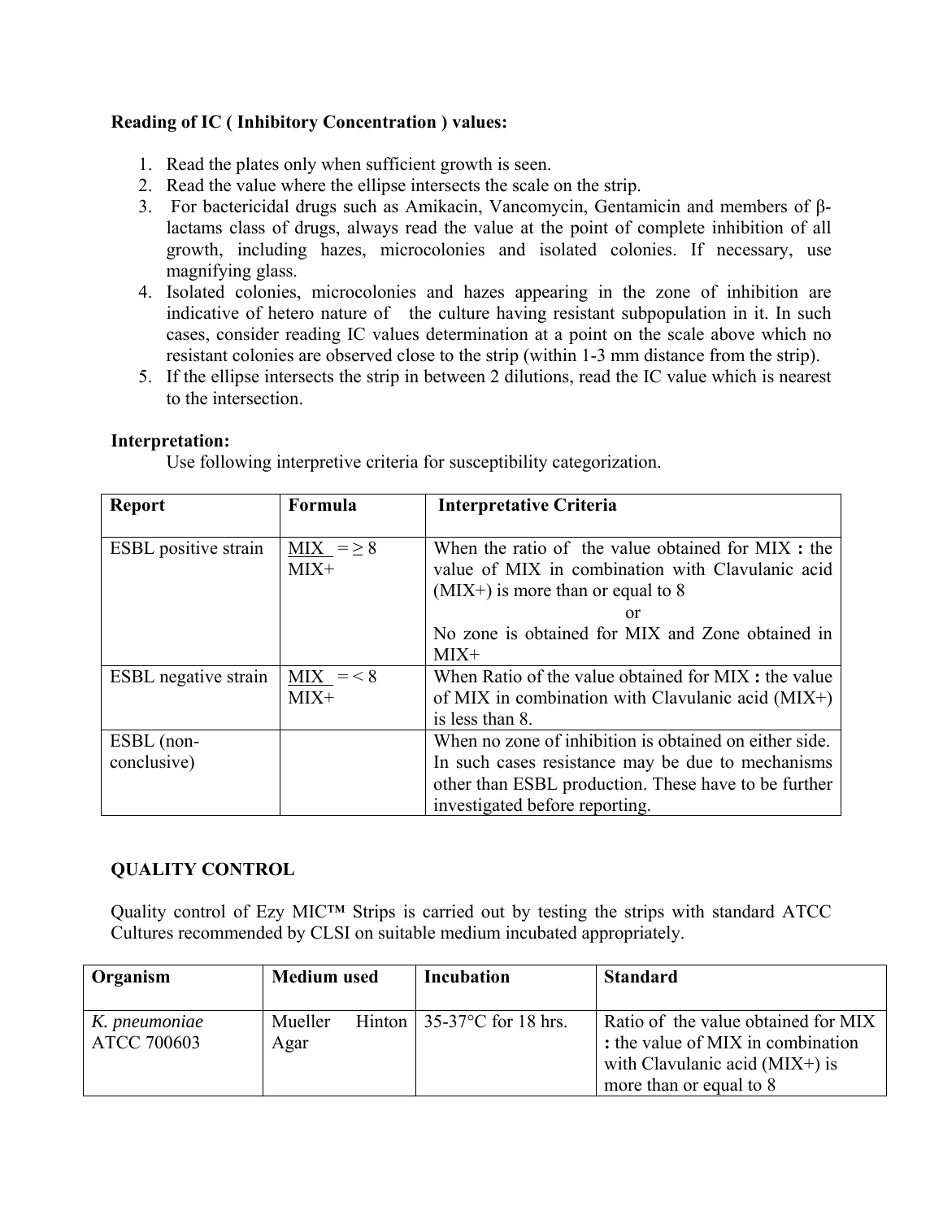**Reading of IC ( Inhibitory Concentration ) values:**

1. Read the plates only when sufficient growth is seen.
2. Read the value where the ellipse intersects the scale on the strip.
3. For bactericidal drugs such as Amikacin, Vancomycin, Gentamicin and members of β-lactams class of drugs, always read the value at the point of complete inhibition of all growth, including hazes, microcolonies and isolated colonies. If necessary, use magnifying glass.
4. Isolated colonies, microcolonies and hazes appearing in the zone of inhibition are indicative of hetero nature of the culture having resistant subpopulation in it. In such cases, consider reading IC values determination at a point on the scale above which no resistant colonies are observed close to the strip (within 1-3 mm distance from the strip).
5. If the ellipse intersects the strip in between 2 dilutions, read the IC value which is nearest to the intersection.

**Interpretation:**

Use following interpretive criteria for susceptibility categorization.

| Report | Formula | Interpretative Criteria |
|---|---|---|
| ESBL positive strain | $\frac{MIX}{MIX+} = \geq 8$ | When the ratio of the value obtained for MIX **:** the value of MIX in combination with Clavulanic acid (MIX+) is more than or equal to 8<br>or<br>No zone is obtained for MIX and Zone obtained in MIX+ |
| ESBL negative strain | $\frac{MIX}{MIX+} = < 8$ | When Ratio of the value obtained for MIX **:** the value of MIX in combination with Clavulanic acid (MIX+) is less than 8. |
| ESBL (non-conclusive) | | When no zone of inhibition is obtained on either side. In such cases resistance may be due to mechanisms other than ESBL production. These have to be further investigated before reporting. |

**QUALITY CONTROL**

Quality control of Ezy MIC™ Strips is carried out by testing the strips with standard ATCC Cultures recommended by CLSI on suitable medium incubated appropriately.

| Organism | Medium used | Incubation | Standard |
|---|---|---|---|
| *K. pneumoniae* ATCC 700603 | Mueller Hinton Agar | 35-37°C for 18 hrs. | Ratio of the value obtained for MIX **:** the value of MIX in combination with Clavulanic acid (MIX+) is more than or equal to 8 |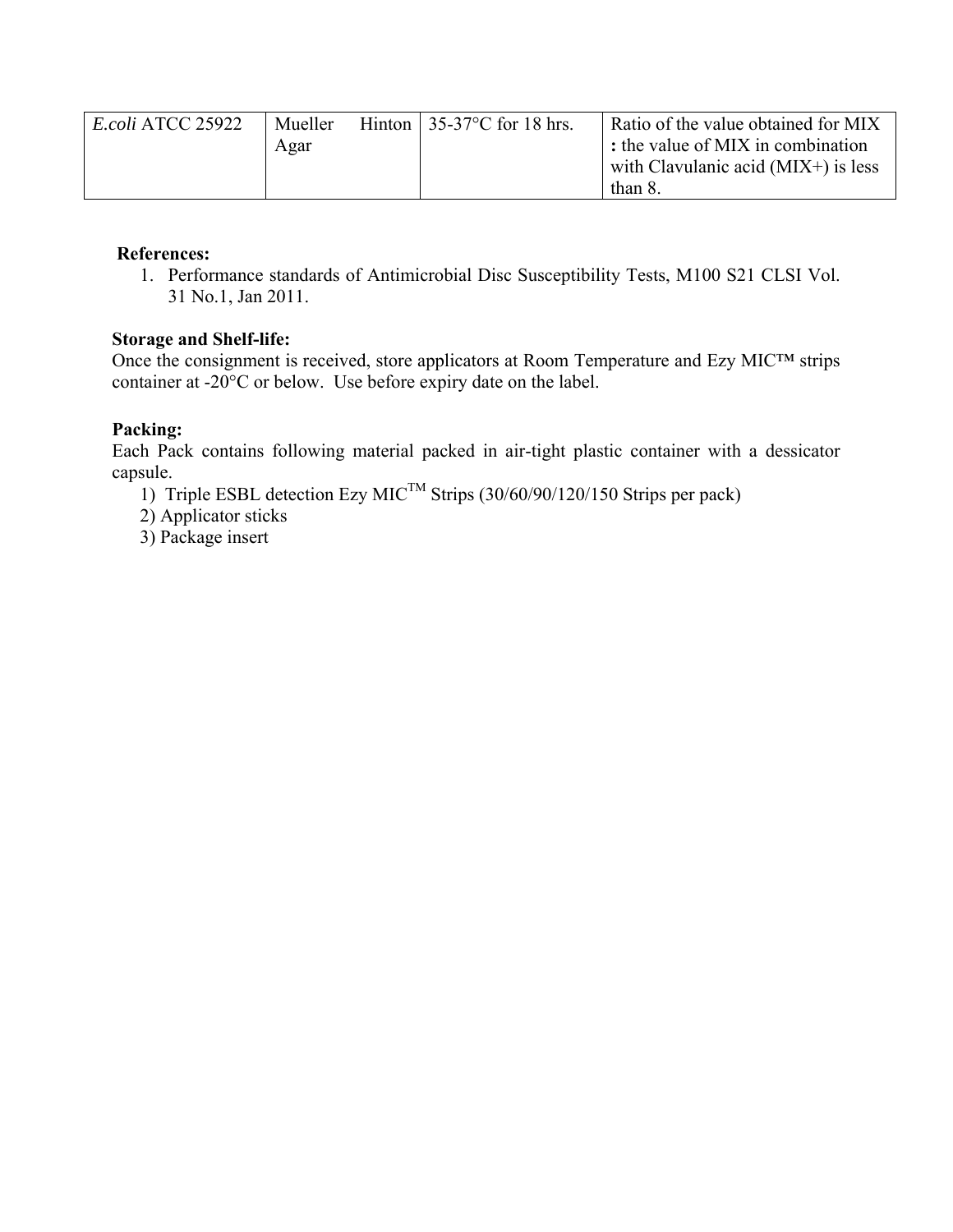| | | | |
|---|---|---|---|
| *E.coli* ATCC 25922 | Mueller Hinton Agar | 35-37°C for 18 hrs. | Ratio of the value obtained for MIX **:** the value of MIX in combination with Clavulanic acid (MIX+) is less than 8. |

**References:**

1. Performance standards of Antimicrobial Disc Susceptibility Tests, M100 S21 CLSI Vol. 31 No.1, Jan 2011.

**Storage and Shelf-life:**

Once the consignment is received, store applicators at Room Temperature and Ezy MIC™ strips container at -20°C or below. Use before expiry date on the label.

**Packing:**

Each Pack contains following material packed in air-tight plastic container with a dessicator capsule.

1) Triple ESBL detection Ezy MIC™ Strips (30/60/90/120/150 Strips per pack)
2) Applicator sticks
3) Package insert